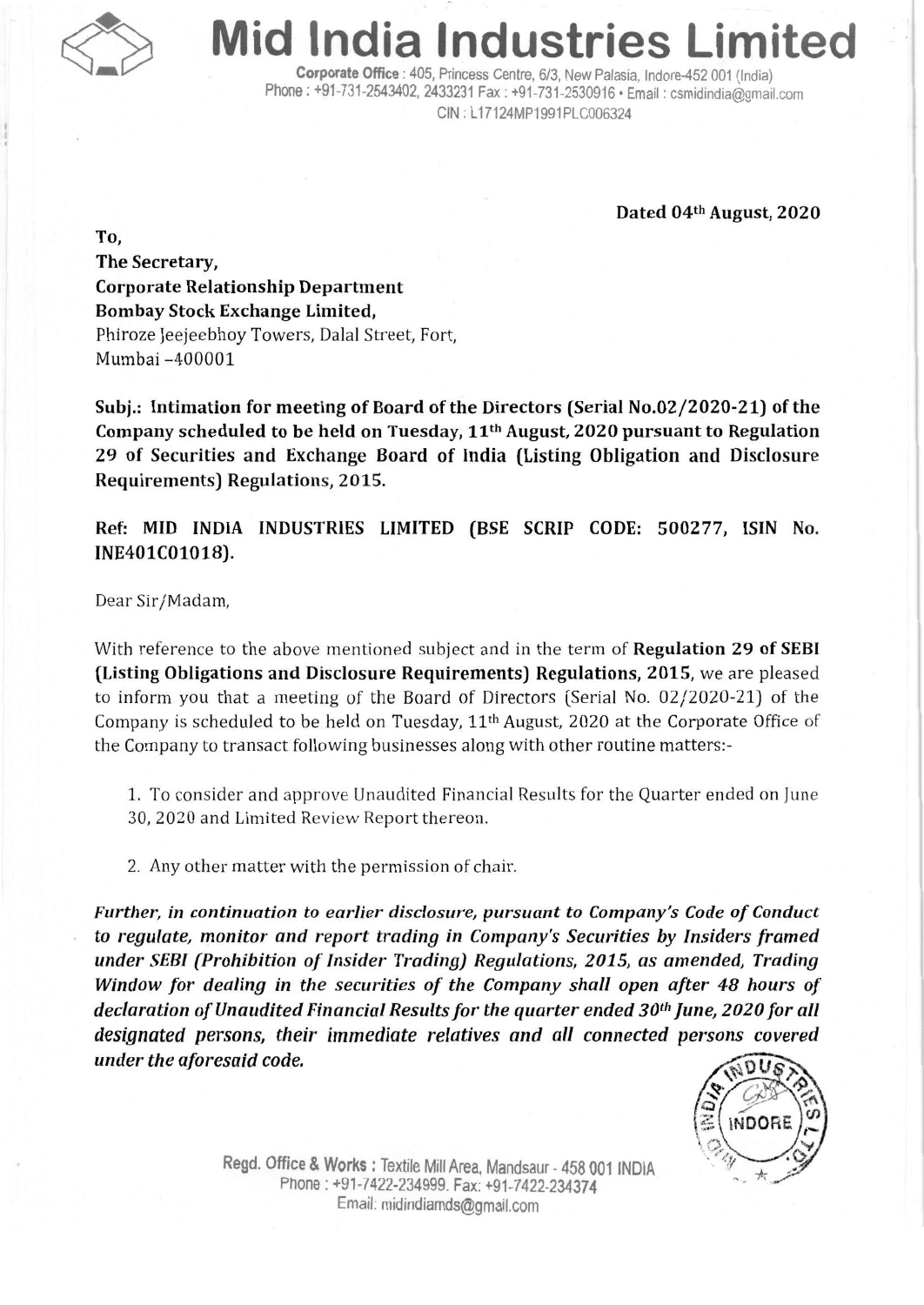# Mid India Industries Limited

**Corporate Office** : 405, Princess Centre, 6/3, New Palasia, Indore-452 001 (India)
Phone : +91-731-2543402, 2433231 Fax : +91-731-2530916 • Email : csmidindia@gmail.com
CIN : L17124MP1991PLC006324

**Dated 04th August, 2020**

**To,**
**The Secretary,**
**Corporate Relationship Department**
**Bombay Stock Exchange Limited,**
Phiroze Jeejeebhoy Towers, Dalal Street, Fort,
Mumbai –400001

**Subj.: Intimation for meeting of Board of the Directors (Serial No.02/2020-21) of the Company scheduled to be held on Tuesday, 11th August, 2020 pursuant to Regulation 29 of Securities and Exchange Board of India (Listing Obligation and Disclosure Requirements) Regulations, 2015.**

**Ref: MID INDIA INDUSTRIES LIMITED (BSE SCRIP CODE: 500277, ISIN No. INE401C01018).**

Dear Sir/Madam,

With reference to the above mentioned subject and in the term of **Regulation 29 of SEBI (Listing Obligations and Disclosure Requirements) Regulations, 2015**, we are pleased to inform you that a meeting of the Board of Directors (Serial No. 02/2020-21) of the Company is scheduled to be held on Tuesday, 11th August, 2020 at the Corporate Office of the Company to transact following businesses along with other routine matters:-

1. To consider and approve Unaudited Financial Results for the Quarter ended on June 30, 2020 and Limited Review Report thereon.
2. Any other matter with the permission of chair.

***Further, in continuation to earlier disclosure, pursuant to Company's Code of Conduct to regulate, monitor and report trading in Company's Securities by Insiders framed under SEBI (Prohibition of Insider Trading) Regulations, 2015, as amended, Trading Window for dealing in the securities of the Company shall open after 48 hours of declaration of Unaudited Financial Results for the quarter ended 30th June, 2020 for all designated persons, their immediate relatives and all connected persons covered under the aforesaid code.***

Regd. Office & Works : Textile Mill Area, Mandsaur - 458 001 INDIA
Phone : +91-7422-234999. Fax: +91-7422-234374
Email: midindiamds@gmail.com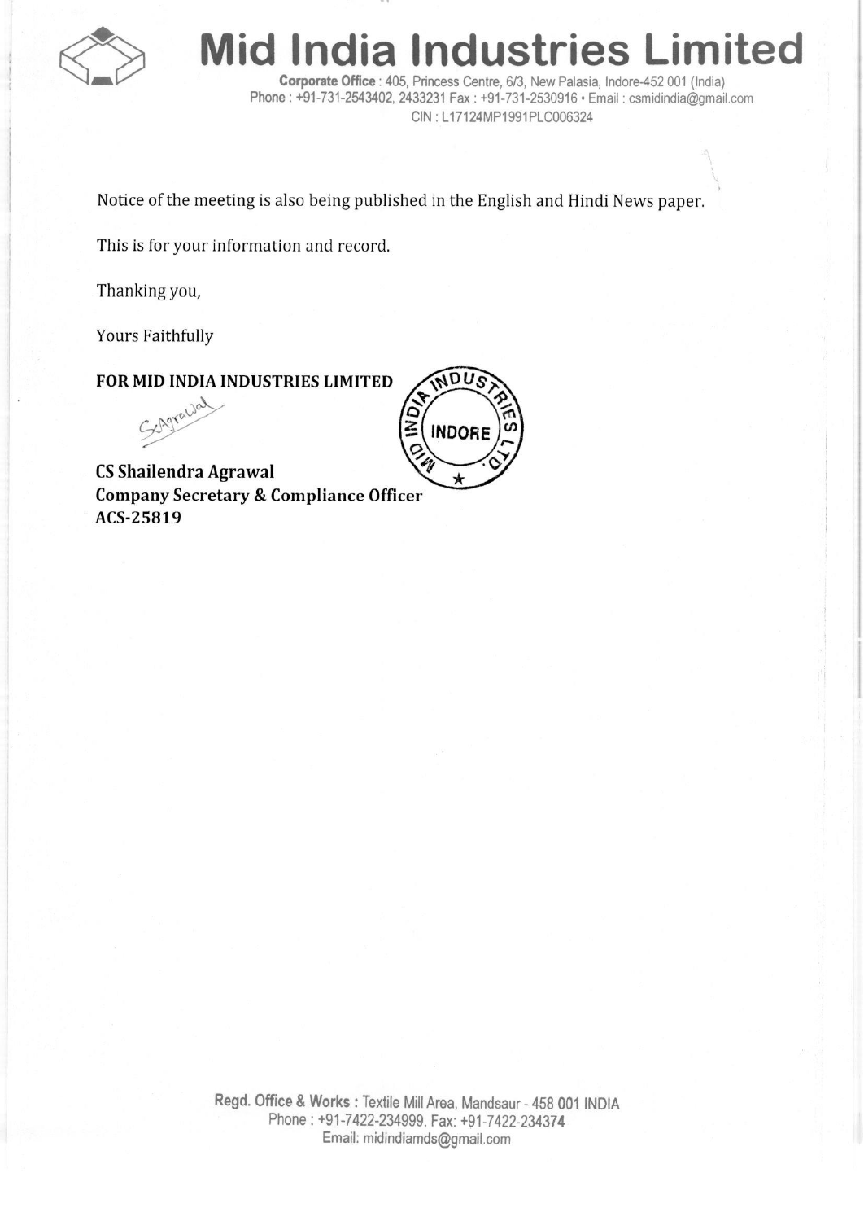# Mid India Industries Limited

**Corporate Office** : 405, Princess Centre, 6/3, New Palasia, Indore-452 001 (India)
Phone : +91-731-2543402, 2433231 Fax : +91-731-2530916 • Email : csmidindia@gmail.com
CIN : L17124MP1991PLC006324

Notice of the meeting is also being published in the English and Hindi News paper.

This is for your information and record.

Thanking you,

Yours Faithfully

**FOR MID INDIA INDUSTRIES LIMITED**

**CS Shailendra Agrawal**
**Company Secretary & Compliance Officer**
**ACS-25819**

**Regd. Office & Works :** Textile Mill Area, Mandsaur - 458 001 INDIA
Phone : +91-7422-234999. Fax: +91-7422-234374
Email: midindiamds@gmail.com